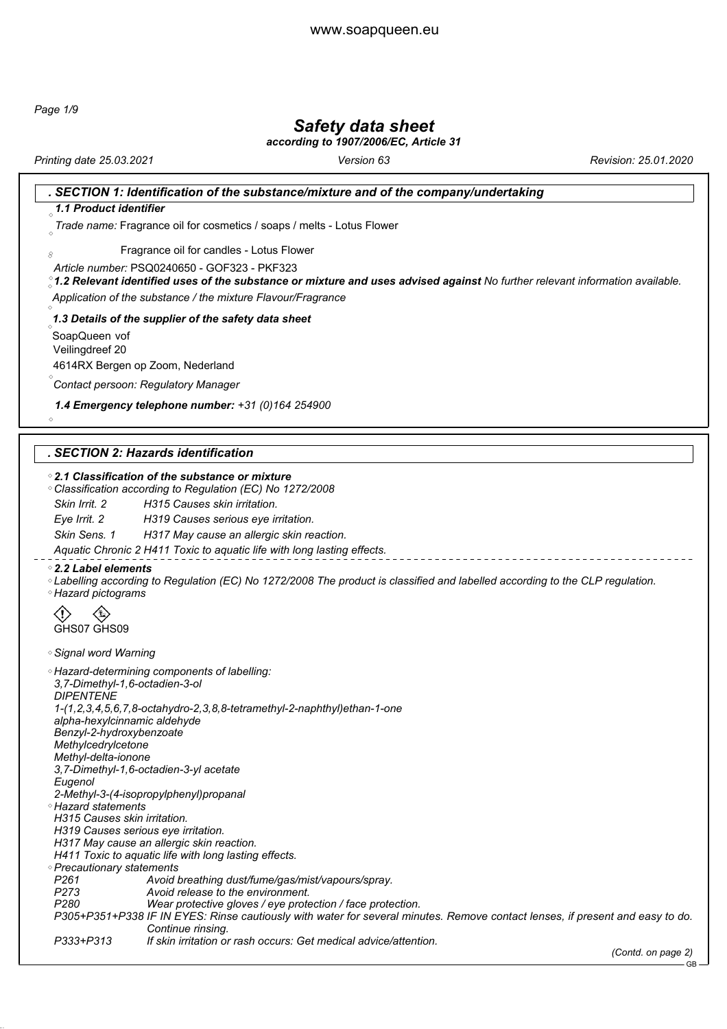# Safety data sheet

*according to 1907/2006/EC, Article 31*

*Printing date 25.03.2021* *Version 63* *Revision: 25.01.2020*

## SECTION 1: Identification of the substance/mixture and of the company/undertaking

***1.1 Product identifier***

*Trade name:* Fragrance oil for cosmetics / soaps / melts - Lotus Flower

Fragrance oil for candles - Lotus Flower

*Article number:* PSQ0240650 - GOF323 - PKF323

***1.2 Relevant identified uses of the substance or mixture and uses advised against*** *No further relevant information available.*

*Application of the substance / the mixture Flavour/Fragrance*

***1.3 Details of the supplier of the safety data sheet***

SoapQueen vof
Veilingdreef 20
4614RX Bergen op Zoom, Nederland

*Contact persoon: Regulatory Manager*

***1.4 Emergency telephone number:*** *+31 (0)164 254900*

## SECTION 2: Hazards identification

***2.1 Classification of the substance or mixture***

*Classification according to Regulation (EC) No 1272/2008*

| | |
|---|---|
| *Skin Irrit. 2* | *H315 Causes skin irritation.* |
| *Eye Irrit. 2* | *H319 Causes serious eye irritation.* |
| *Skin Sens. 1* | *H317 May cause an allergic skin reaction.* |
| *Aquatic Chronic 2* | *H411 Toxic to aquatic life with long lasting effects.* |

***2.2 Label elements***

*Labelling according to Regulation (EC) No 1272/2008 The product is classified and labelled according to the CLP regulation.*

*Hazard pictograms*

GHS07 GHS09

*Signal word Warning*

*Hazard-determining components of labelling:*

*3,7-Dimethyl-1,6-octadien-3-ol*
*DIPENTENE*
*1-(1,2,3,4,5,6,7,8-octahydro-2,3,8,8-tetramethyl-2-naphthyl)ethan-1-one*
*alpha-hexylcinnamic aldehyde*
*Benzyl-2-hydroxybenzoate*
*Methylcedrylcetone*
*Methyl-delta-ionone*
*3,7-Dimethyl-1,6-octadien-3-yl acetate*
*Eugenol*
*2-Methyl-3-(4-isopropylphenyl)propanal*

*Hazard statements*

*H315 Causes skin irritation.*
*H319 Causes serious eye irritation.*
*H317 May cause an allergic skin reaction.*
*H411 Toxic to aquatic life with long lasting effects.*

*Precautionary statements*

| | |
|---|---|
| *P261* | *Avoid breathing dust/fume/gas/mist/vapours/spray.* |
| *P273* | *Avoid release to the environment.* |
| *P280* | *Wear protective gloves / eye protection / face protection.* |
| *P305+P351+P338* | *IF IN EYES: Rinse cautiously with water for several minutes. Remove contact lenses, if present and easy to do. Continue rinsing.* |
| *P333+P313* | *If skin irritation or rash occurs: Get medical advice/attention.* |

*(Contd. on page 2)*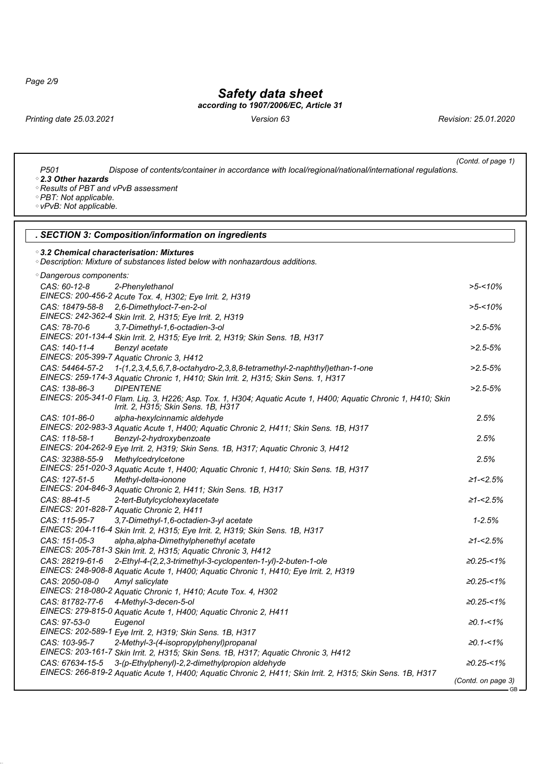(Contd. of page 1)

P501 Dispose of contents/container in accordance with local/regional/national/international regulations.

- **2.3 Other hazards**
- Results of PBT and vPvB assessment
- PBT: Not applicable.
- vPvB: Not applicable.

## SECTION 3: Composition/information on ingredients

- **3.2 Chemical characterisation: Mixtures**
- Description: Mixture of substances listed below with nonhazardous additions.

- Dangerous components:

| Identifiers | Name / Classification | Concentration |
|---|---|---|
| CAS: 60-12-8<br>EINECS: 200-456-2 | 2-Phenylethanol<br>Acute Tox. 4, H302; Eye Irrit. 2, H319 | >5-<10% |
| CAS: 18479-58-8<br>EINECS: 242-362-4 | 2,6-Dimethyloct-7-en-2-ol<br>Skin Irrit. 2, H315; Eye Irrit. 2, H319 | >5-<10% |
| CAS: 78-70-6<br>EINECS: 201-134-4 | 3,7-Dimethyl-1,6-octadien-3-ol<br>Skin Irrit. 2, H315; Eye Irrit. 2, H319; Skin Sens. 1B, H317 | >2.5-5% |
| CAS: 140-11-4<br>EINECS: 205-399-7 | Benzyl acetate<br>Aquatic Chronic 3, H412 | >2.5-5% |
| CAS: 54464-57-2<br>EINECS: 259-174-3 | 1-(1,2,3,4,5,6,7,8-octahydro-2,3,8,8-tetramethyl-2-naphthyl)ethan-1-one<br>Aquatic Chronic 1, H410; Skin Irrit. 2, H315; Skin Sens. 1, H317 | >2.5-5% |
| CAS: 138-86-3<br>EINECS: 205-341-0 | DIPENTENE<br>Flam. Liq. 3, H226; Asp. Tox. 1, H304; Aquatic Acute 1, H400; Aquatic Chronic 1, H410; Skin Irrit. 2, H315; Skin Sens. 1B, H317 | >2.5-5% |
| CAS: 101-86-0<br>EINECS: 202-983-3 | alpha-hexylcinnamic aldehyde<br>Aquatic Acute 1, H400; Aquatic Chronic 2, H411; Skin Sens. 1B, H317 | 2.5% |
| CAS: 118-58-1<br>EINECS: 204-262-9 | Benzyl-2-hydroxybenzoate<br>Eye Irrit. 2, H319; Skin Sens. 1B, H317; Aquatic Chronic 3, H412 | 2.5% |
| CAS: 32388-55-9<br>EINECS: 251-020-3 | Methylcedrylcetone<br>Aquatic Acute 1, H400; Aquatic Chronic 1, H410; Skin Sens. 1B, H317 | 2.5% |
| CAS: 127-51-5<br>EINECS: 204-846-3 | Methyl-delta-ionone<br>Aquatic Chronic 2, H411; Skin Sens. 1B, H317 | ≥1-<2.5% |
| CAS: 88-41-5<br>EINECS: 201-828-7 | 2-tert-Butylcyclohexylacetate<br>Aquatic Chronic 2, H411 | ≥1-<2.5% |
| CAS: 115-95-7<br>EINECS: 204-116-4 | 3,7-Dimethyl-1,6-octadien-3-yl acetate<br>Skin Irrit. 2, H315; Eye Irrit. 2, H319; Skin Sens. 1B, H317 | 1-2.5% |
| CAS: 151-05-3<br>EINECS: 205-781-3 | alpha,alpha-Dimethylphenethyl acetate<br>Skin Irrit. 2, H315; Aquatic Chronic 3, H412 | ≥1-<2.5% |
| CAS: 28219-61-6<br>EINECS: 248-908-8 | 2-Ethyl-4-(2,2,3-trimethyl-3-cyclopenten-1-yl)-2-buten-1-ole<br>Aquatic Acute 1, H400; Aquatic Chronic 1, H410; Eye Irrit. 2, H319 | ≥0.25-<1% |
| CAS: 2050-08-0<br>EINECS: 218-080-2 | Amyl salicylate<br>Aquatic Chronic 1, H410; Acute Tox. 4, H302 | ≥0.25-<1% |
| CAS: 81782-77-6<br>EINECS: 279-815-0 | 4-Methyl-3-decen-5-ol<br>Aquatic Acute 1, H400; Aquatic Chronic 2, H411 | ≥0.25-<1% |
| CAS: 97-53-0<br>EINECS: 202-589-1 | Eugenol<br>Eye Irrit. 2, H319; Skin Sens. 1B, H317 | ≥0.1-<1% |
| CAS: 103-95-7<br>EINECS: 203-161-7 | 2-Methyl-3-(4-isopropylphenyl)propanal<br>Skin Irrit. 2, H315; Skin Sens. 1B, H317; Aquatic Chronic 3, H412 | ≥0.1-<1% |
| CAS: 67634-15-5<br>EINECS: 266-819-2 | 3-(p-Ethylphenyl)-2,2-dimethylpropion aldehyde<br>Aquatic Acute 1, H400; Aquatic Chronic 2, H411; Skin Irrit. 2, H315; Skin Sens. 1B, H317 | ≥0.25-<1% |

(Contd. on page 3)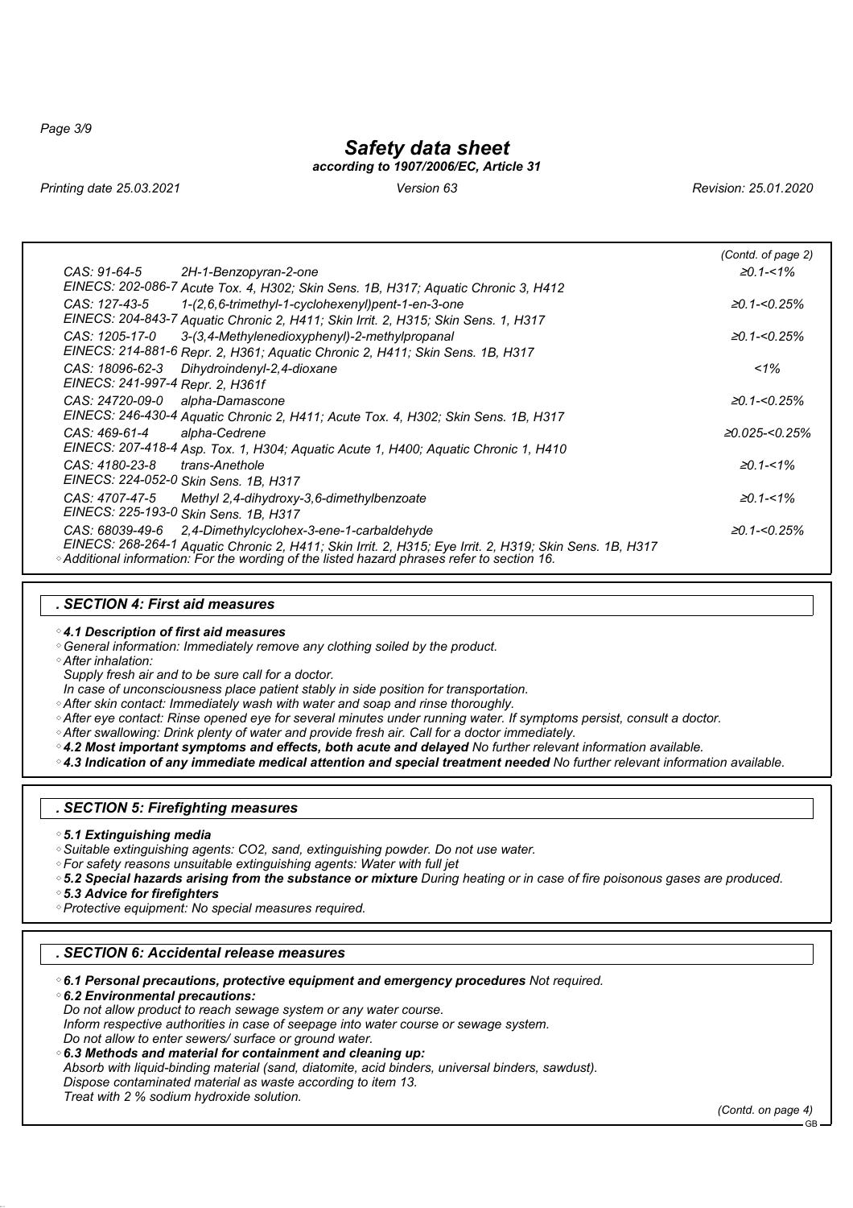(Contd. of page 2)

| | | |
|---|---|---|
| CAS: 91-64-5<br>EINECS: 202-086-7 | 2H-1-Benzopyran-2-one<br>Acute Tox. 4, H302; Skin Sens. 1B, H317; Aquatic Chronic 3, H412 | ≥0.1-<1% |
| CAS: 127-43-5<br>EINECS: 204-843-7 | 1-(2,6,6-trimethyl-1-cyclohexenyl)pent-1-en-3-one<br>Aquatic Chronic 2, H411; Skin Irrit. 2, H315; Skin Sens. 1, H317 | ≥0.1-<0.25% |
| CAS: 1205-17-0<br>EINECS: 214-881-6 | 3-(3,4-Methylenedioxyphenyl)-2-methylpropanal<br>Repr. 2, H361; Aquatic Chronic 2, H411; Skin Sens. 1B, H317 | ≥0.1-<0.25% |
| CAS: 18096-62-3<br>EINECS: 241-997-4 | Dihydroindenyl-2,4-dioxane<br>Repr. 2, H361f | <1% |
| CAS: 24720-09-0<br>EINECS: 246-430-4 | alpha-Damascone<br>Aquatic Chronic 2, H411; Acute Tox. 4, H302; Skin Sens. 1B, H317 | ≥0.1-<0.25% |
| CAS: 469-61-4<br>EINECS: 207-418-4 | alpha-Cedrene<br>Asp. Tox. 1, H304; Aquatic Acute 1, H400; Aquatic Chronic 1, H410 | ≥0.025-<0.25% |
| CAS: 4180-23-8<br>EINECS: 224-052-0 | trans-Anethole<br>Skin Sens. 1B, H317 | ≥0.1-<1% |
| CAS: 4707-47-5<br>EINECS: 225-193-0 | Methyl 2,4-dihydroxy-3,6-dimethylbenzoate<br>Skin Sens. 1B, H317 | ≥0.1-<1% |
| CAS: 68039-49-6<br>EINECS: 268-264-1 | 2,4-Dimethylcyclohex-3-ene-1-carbaldehyde<br>Aquatic Chronic 2, H411; Skin Irrit. 2, H315; Eye Irrit. 2, H319; Skin Sens. 1B, H317 | ≥0.1-<0.25% |

- Additional information: For the wording of the listed hazard phrases refer to section 16.

## SECTION 4: First aid measures

- ***4.1 Description of first aid measures***
- General information: Immediately remove any clothing soiled by the product.
- After inhalation:
  Supply fresh air and to be sure call for a doctor.
  In case of unconsciousness place patient stably in side position for transportation.
- After skin contact: Immediately wash with water and soap and rinse thoroughly.
- After eye contact: Rinse opened eye for several minutes under running water. If symptoms persist, consult a doctor.
- After swallowing: Drink plenty of water and provide fresh air. Call for a doctor immediately.
- ***4.2 Most important symptoms and effects, both acute and delayed*** No further relevant information available.
- ***4.3 Indication of any immediate medical attention and special treatment needed*** No further relevant information available.

## SECTION 5: Firefighting measures

- ***5.1 Extinguishing media***
- Suitable extinguishing agents: CO2, sand, extinguishing powder. Do not use water.
- For safety reasons unsuitable extinguishing agents: Water with full jet
- ***5.2 Special hazards arising from the substance or mixture*** During heating or in case of fire poisonous gases are produced.
- ***5.3 Advice for firefighters***
- Protective equipment: No special measures required.

## SECTION 6: Accidental release measures

- ***6.1 Personal precautions, protective equipment and emergency procedures*** Not required.
- ***6.2 Environmental precautions:***
  Do not allow product to reach sewage system or any water course.
  Inform respective authorities in case of seepage into water course or sewage system.
  Do not allow to enter sewers/ surface or ground water.
- ***6.3 Methods and material for containment and cleaning up:***
  Absorb with liquid-binding material (sand, diatomite, acid binders, universal binders, sawdust).
  Dispose contaminated material as waste according to item 13.
  Treat with 2 % sodium hydroxide solution.

(Contd. on page 4)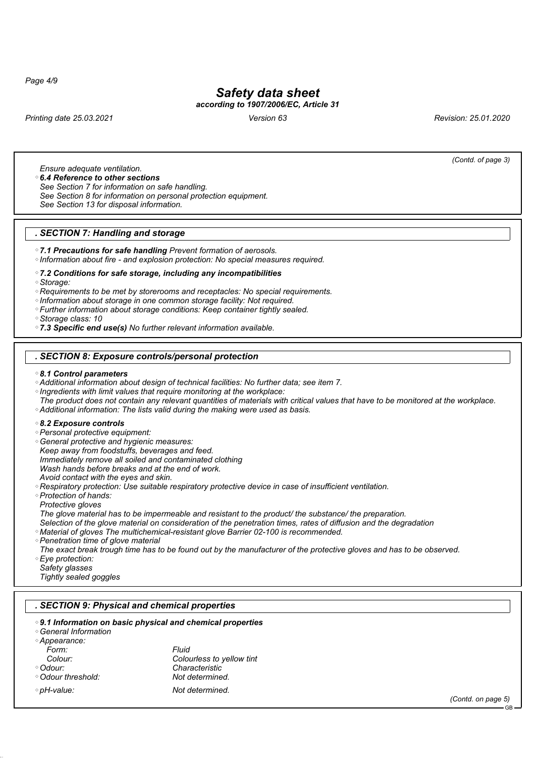(Contd. of page 3)

Ensure adequate ventilation.

- **6.4 Reference to other sections**
  See Section 7 for information on safe handling.
  See Section 8 for information on personal protection equipment.
  See Section 13 for disposal information.

## . SECTION 7: Handling and storage

- **7.1 Precautions for safe handling** Prevent formation of aerosols.
- Information about fire - and explosion protection: No special measures required.
- **7.2 Conditions for safe storage, including any incompatibilities**
- Storage:
- Requirements to be met by storerooms and receptacles: No special requirements.
- Information about storage in one common storage facility: Not required.
- Further information about storage conditions: Keep container tightly sealed.
- Storage class: 10
- **7.3 Specific end use(s)** No further relevant information available.

## . SECTION 8: Exposure controls/personal protection

- **8.1 Control parameters**
- Additional information about design of technical facilities: No further data; see item 7.
- Ingredients with limit values that require monitoring at the workplace:
  The product does not contain any relevant quantities of materials with critical values that have to be monitored at the workplace.
- Additional information: The lists valid during the making were used as basis.
- **8.2 Exposure controls**
- Personal protective equipment:
- General protective and hygienic measures:
  Keep away from foodstuffs, beverages and feed.
  Immediately remove all soiled and contaminated clothing
  Wash hands before breaks and at the end of work.
  Avoid contact with the eyes and skin.
- Respiratory protection: Use suitable respiratory protective device in case of insufficient ventilation.
- Protection of hands:
  Protective gloves
  The glove material has to be impermeable and resistant to the product/ the substance/ the preparation.
  Selection of the glove material on consideration of the penetration times, rates of diffusion and the degradation
- Material of gloves The multichemical-resistant glove Barrier 02-100 is recommended.
- Penetration time of glove material
  The exact break trough time has to be found out by the manufacturer of the protective gloves and has to be observed.
- Eye protection:
  Safety glasses
  Tightly sealed goggles

## . SECTION 9: Physical and chemical properties

- **9.1 Information on basic physical and chemical properties**
- General Information
- Appearance:

| | |
|---|---|
| Form: | Fluid |
| Colour: | Colourless to yellow tint |
| Odour: | Characteristic |
| Odour threshold: | Not determined. |
| pH-value: | Not determined. |

(Contd. on page 5)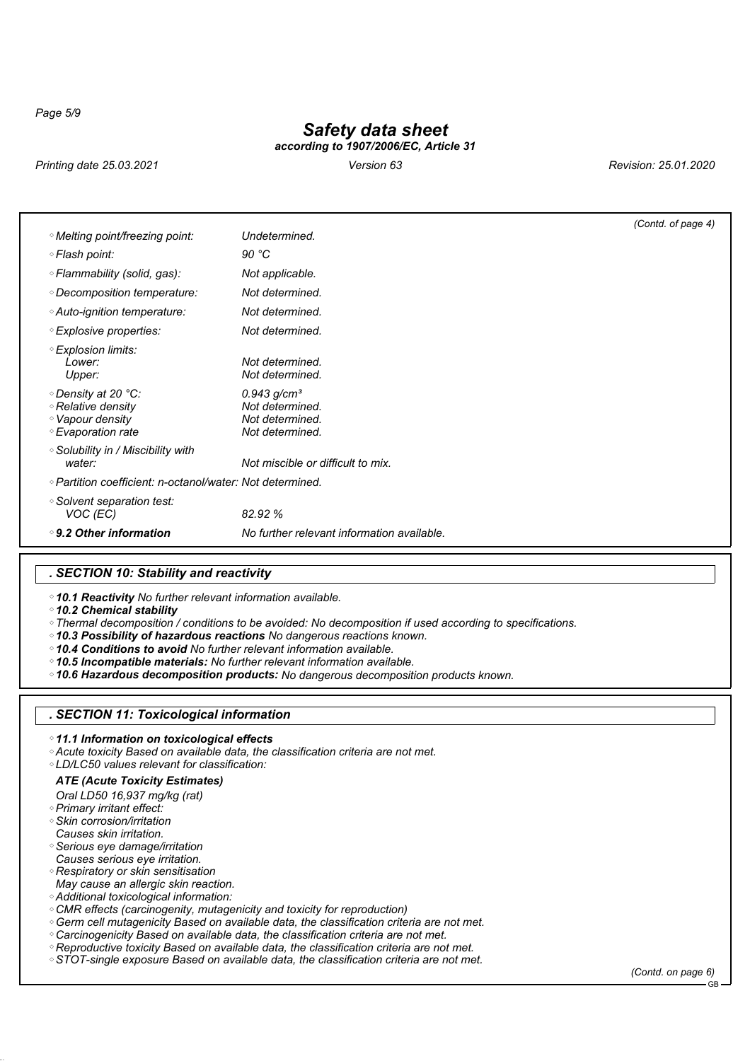(Contd. of page 4)

| | |
|---|---|
| Melting point/freezing point: | Undetermined. |
| Flash point: | 90 °C |
| Flammability (solid, gas): | Not applicable. |
| Decomposition temperature: | Not determined. |
| Auto-ignition temperature: | Not determined. |
| Explosive properties: | Not determined. |
| Explosion limits: | |
| Lower: | Not determined. |
| Upper: | Not determined. |
| Density at 20 °C: | 0.943 g/cm³ |
| Relative density | Not determined. |
| Vapour density | Not determined. |
| Evaporation rate | Not determined. |
| Solubility in / Miscibility with water: | Not miscible or difficult to mix. |
| Partition coefficient: n-octanol/water: | Not determined. |
| Solvent separation test: | |
| VOC (EC) | 82.92 % |
| **9.2 Other information** | No further relevant information available. |

## SECTION 10: Stability and reactivity

- ***10.1 Reactivity*** *No further relevant information available.*
- ***10.2 Chemical stability***
- *Thermal decomposition / conditions to be avoided: No decomposition if used according to specifications.*
- ***10.3 Possibility of hazardous reactions*** *No dangerous reactions known.*
- ***10.4 Conditions to avoid*** *No further relevant information available.*
- ***10.5 Incompatible materials:*** *No further relevant information available.*
- ***10.6 Hazardous decomposition products:*** *No dangerous decomposition products known.*

## SECTION 11: Toxicological information

- ***11.1 Information on toxicological effects***
- *Acute toxicity Based on available data, the classification criteria are not met.*
- *LD/LC50 values relevant for classification:*

***ATE (Acute Toxicity Estimates)***

*Oral LD50 16,937 mg/kg (rat)*

- *Primary irritant effect:*
- *Skin corrosion/irritation*
  *Causes skin irritation.*
- *Serious eye damage/irritation*
  *Causes serious eye irritation.*
- *Respiratory or skin sensitisation*
  *May cause an allergic skin reaction.*
- *Additional toxicological information:*
- *CMR effects (carcinogenity, mutagenicity and toxicity for reproduction)*
- *Germ cell mutagenicity Based on available data, the classification criteria are not met.*
- *Carcinogenicity Based on available data, the classification criteria are not met.*
- *Reproductive toxicity Based on available data, the classification criteria are not met.*
- *STOT-single exposure Based on available data, the classification criteria are not met.*

(Contd. on page 6)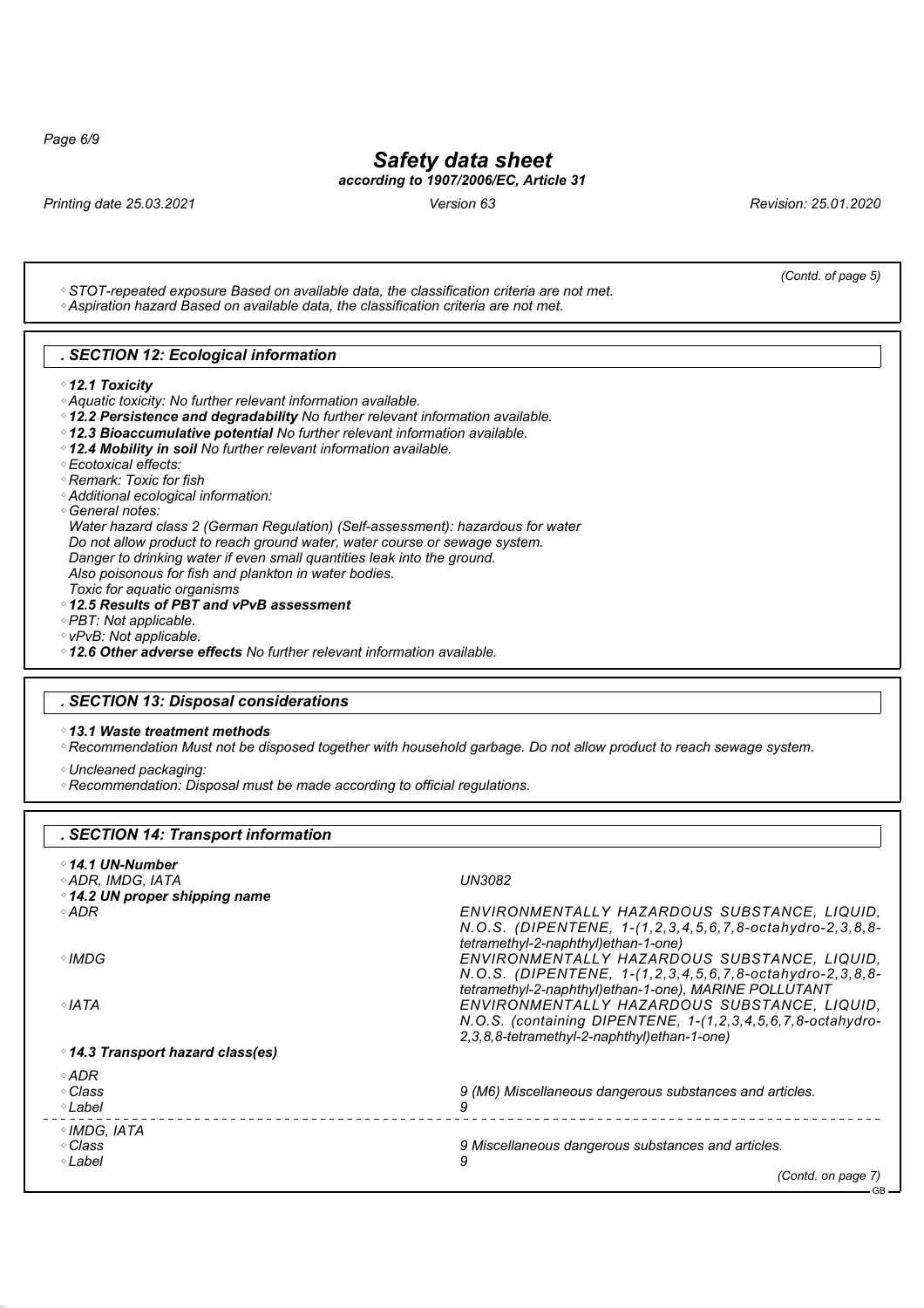(Contd. of page 5)

- STOT-repeated exposure Based on available data, the classification criteria are not met.
- Aspiration hazard Based on available data, the classification criteria are not met.

## SECTION 12: Ecological information

- **12.1 Toxicity**
- Aquatic toxicity: No further relevant information available.
- **12.2 Persistence and degradability** No further relevant information available.
- **12.3 Bioaccumulative potential** No further relevant information available.
- **12.4 Mobility in soil** No further relevant information available.
- Ecotoxical effects:
- Remark: Toxic for fish
- Additional ecological information:
- General notes:
  Water hazard class 2 (German Regulation) (Self-assessment): hazardous for water
  Do not allow product to reach ground water, water course or sewage system.
  Danger to drinking water if even small quantities leak into the ground.
  Also poisonous for fish and plankton in water bodies.
  Toxic for aquatic organisms
- **12.5 Results of PBT and vPvB assessment**
- PBT: Not applicable.
- vPvB: Not applicable.
- **12.6 Other adverse effects** No further relevant information available.

## SECTION 13: Disposal considerations

- **13.1 Waste treatment methods**
- Recommendation Must not be disposed together with household garbage. Do not allow product to reach sewage system.
- Uncleaned packaging:
- Recommendation: Disposal must be made according to official regulations.

## SECTION 14: Transport information

| | |
|---|---|
| **14.1 UN-Number** | |
| ADR, IMDG, IATA | UN3082 |
| **14.2 UN proper shipping name** | |
| ADR | ENVIRONMENTALLY HAZARDOUS SUBSTANCE, LIQUID, N.O.S. (DIPENTENE, 1-(1,2,3,4,5,6,7,8-octahydro-2,3,8,8-tetramethyl-2-naphthyl)ethan-1-one) |
| IMDG | ENVIRONMENTALLY HAZARDOUS SUBSTANCE, LIQUID, N.O.S. (DIPENTENE, 1-(1,2,3,4,5,6,7,8-octahydro-2,3,8,8-tetramethyl-2-naphthyl)ethan-1-one), MARINE POLLUTANT |
| IATA | ENVIRONMENTALLY HAZARDOUS SUBSTANCE, LIQUID, N.O.S. (containing DIPENTENE, 1-(1,2,3,4,5,6,7,8-octahydro-2,3,8,8-tetramethyl-2-naphthyl)ethan-1-one) |
| **14.3 Transport hazard class(es)** | |
| ADR | |
| Class | 9 (M6) Miscellaneous dangerous substances and articles. |
| Label | 9 |
| IMDG, IATA | |
| Class | 9 Miscellaneous dangerous substances and articles. |
| Label | 9 |

(Contd. on page 7)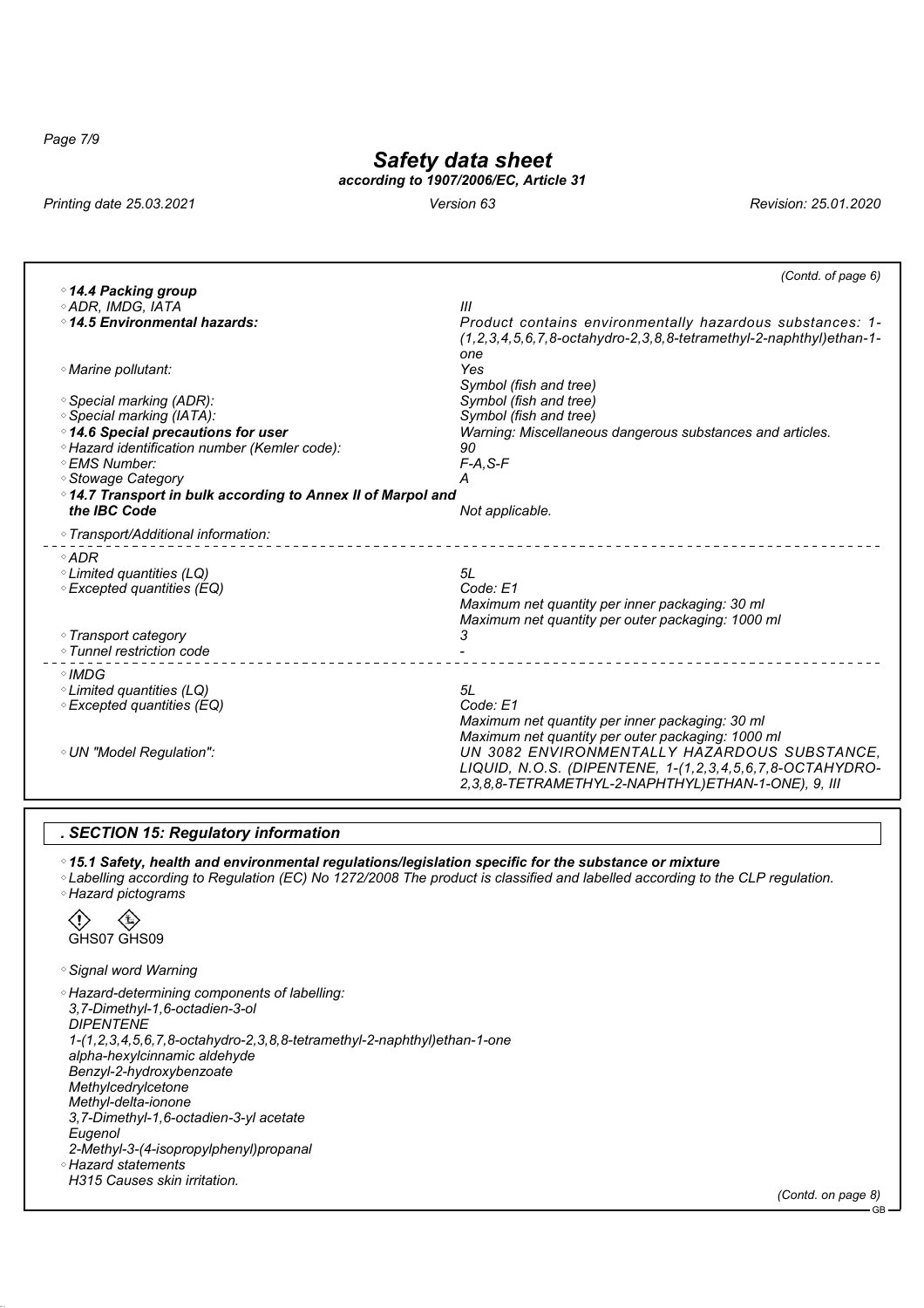*Safety data sheet*

*according to 1907/2006/EC, Article 31*

Printing date 25.03.2021 | Version 63 | Revision: 25.01.2020

(Contd. of page 6)

| | |
|---|---|
| **14.4 Packing group** | |
| ADR, IMDG, IATA | III |
| **14.5 Environmental hazards:** | Product contains environmentally hazardous substances: 1-(1,2,3,4,5,6,7,8-octahydro-2,3,8,8-tetramethyl-2-naphthyl)ethan-1-one |
| Marine pollutant: | Yes<br>Symbol (fish and tree) |
| Special marking (ADR): | Symbol (fish and tree) |
| Special marking (IATA): | Symbol (fish and tree) |
| **14.6 Special precautions for user** | Warning: Miscellaneous dangerous substances and articles. |
| Hazard identification number (Kemler code): | 90 |
| EMS Number: | F-A,S-F |
| Stowage Category | A |
| **14.7 Transport in bulk according to Annex II of Marpol and the IBC Code** | Not applicable. |
| Transport/Additional information: | |

| | |
|---|---|
| ADR | |
| Limited quantities (LQ) | 5L |
| Excepted quantities (EQ) | Code: E1<br>Maximum net quantity per inner packaging: 30 ml<br>Maximum net quantity per outer packaging: 1000 ml |
| Transport category | 3 |
| Tunnel restriction code | - |

| | |
|---|---|
| IMDG | |
| Limited quantities (LQ) | 5L |
| Excepted quantities (EQ) | Code: E1<br>Maximum net quantity per inner packaging: 30 ml<br>Maximum net quantity per outer packaging: 1000 ml |
| UN "Model Regulation": | UN 3082 ENVIRONMENTALLY HAZARDOUS SUBSTANCE, LIQUID, N.O.S. (DIPENTENE, 1-(1,2,3,4,5,6,7,8-OCTAHYDRO-2,3,8,8-TETRAMETHYL-2-NAPHTHYL)ETHAN-1-ONE), 9, III |

## SECTION 15: Regulatory information

**15.1 Safety, health and environmental regulations/legislation specific for the substance or mixture**

Labelling according to Regulation (EC) No 1272/2008 The product is classified and labelled according to the CLP regulation.

Hazard pictograms

GHS07 GHS09

Signal word Warning

Hazard-determining components of labelling:

3,7-Dimethyl-1,6-octadien-3-ol
DIPENTENE
1-(1,2,3,4,5,6,7,8-octahydro-2,3,8,8-tetramethyl-2-naphthyl)ethan-1-one
alpha-hexylcinnamic aldehyde
Benzyl-2-hydroxybenzoate
Methylcedrylcetone
Methyl-delta-ionone
3,7-Dimethyl-1,6-octadien-3-yl acetate
Eugenol
2-Methyl-3-(4-isopropylphenyl)propanal

Hazard statements

H315 Causes skin irritation.

(Contd. on page 8)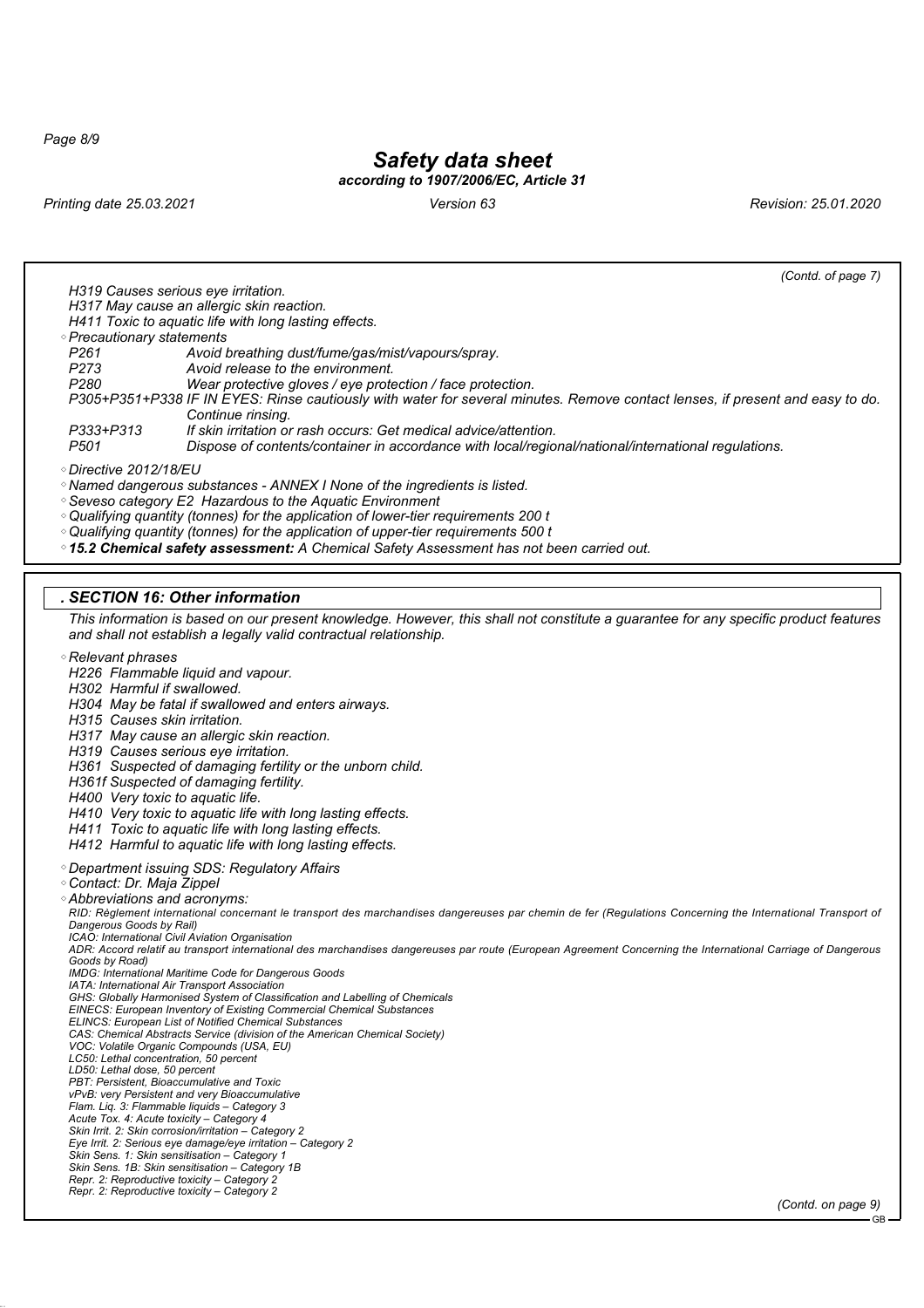(Contd. of page 7)

H319 Causes serious eye irritation.
H317 May cause an allergic skin reaction.
H411 Toxic to aquatic life with long lasting effects.

- Precautionary statements

| | |
|---|---|
| P261 | Avoid breathing dust/fume/gas/mist/vapours/spray. |
| P273 | Avoid release to the environment. |
| P280 | Wear protective gloves / eye protection / face protection. |
| P305+P351+P338 | IF IN EYES: Rinse cautiously with water for several minutes. Remove contact lenses, if present and easy to do. Continue rinsing. |
| P333+P313 | If skin irritation or rash occurs: Get medical advice/attention. |
| P501 | Dispose of contents/container in accordance with local/regional/national/international regulations. |

- Directive 2012/18/EU
- Named dangerous substances - ANNEX I None of the ingredients is listed.
- Seveso category E2 Hazardous to the Aquatic Environment
- Qualifying quantity (tonnes) for the application of lower-tier requirements 200 t
- Qualifying quantity (tonnes) for the application of upper-tier requirements 500 t
- **15.2 Chemical safety assessment:** A Chemical Safety Assessment has not been carried out.

## SECTION 16: Other information

This information is based on our present knowledge. However, this shall not constitute a guarantee for any specific product features and shall not establish a legally valid contractual relationship.

- Relevant phrases

H226 Flammable liquid and vapour.
H302 Harmful if swallowed.
H304 May be fatal if swallowed and enters airways.
H315 Causes skin irritation.
H317 May cause an allergic skin reaction.
H319 Causes serious eye irritation.
H361 Suspected of damaging fertility or the unborn child.
H361f Suspected of damaging fertility.
H400 Very toxic to aquatic life.
H410 Very toxic to aquatic life with long lasting effects.
H411 Toxic to aquatic life with long lasting effects.
H412 Harmful to aquatic life with long lasting effects.

- Department issuing SDS: Regulatory Affairs
- Contact: Dr. Maja Zippel
- Abbreviations and acronyms:

RID: Règlement international concernant le transport des marchandises dangereuses par chemin de fer (Regulations Concerning the International Transport of Dangerous Goods by Rail)
ICAO: International Civil Aviation Organisation
ADR: Accord relatif au transport international des marchandises dangereuses par route (European Agreement Concerning the International Carriage of Dangerous Goods by Road)
IMDG: International Maritime Code for Dangerous Goods
IATA: International Air Transport Association
GHS: Globally Harmonised System of Classification and Labelling of Chemicals
EINECS: European Inventory of Existing Commercial Chemical Substances
ELINCS: European List of Notified Chemical Substances
CAS: Chemical Abstracts Service (division of the American Chemical Society)
VOC: Volatile Organic Compounds (USA, EU)
LC50: Lethal concentration, 50 percent
LD50: Lethal dose, 50 percent
PBT: Persistent, Bioaccumulative and Toxic
vPvB: very Persistent and very Bioaccumulative
Flam. Liq. 3: Flammable liquids – Category 3
Acute Tox. 4: Acute toxicity – Category 4
Skin Irrit. 2: Skin corrosion/irritation – Category 2
Eye Irrit. 2: Serious eye damage/eye irritation – Category 2
Skin Sens. 1: Skin sensitisation – Category 1
Skin Sens. 1B: Skin sensitisation – Category 1B
Repr. 2: Reproductive toxicity – Category 2
Repr. 2: Reproductive toxicity – Category 2

(Contd. on page 9)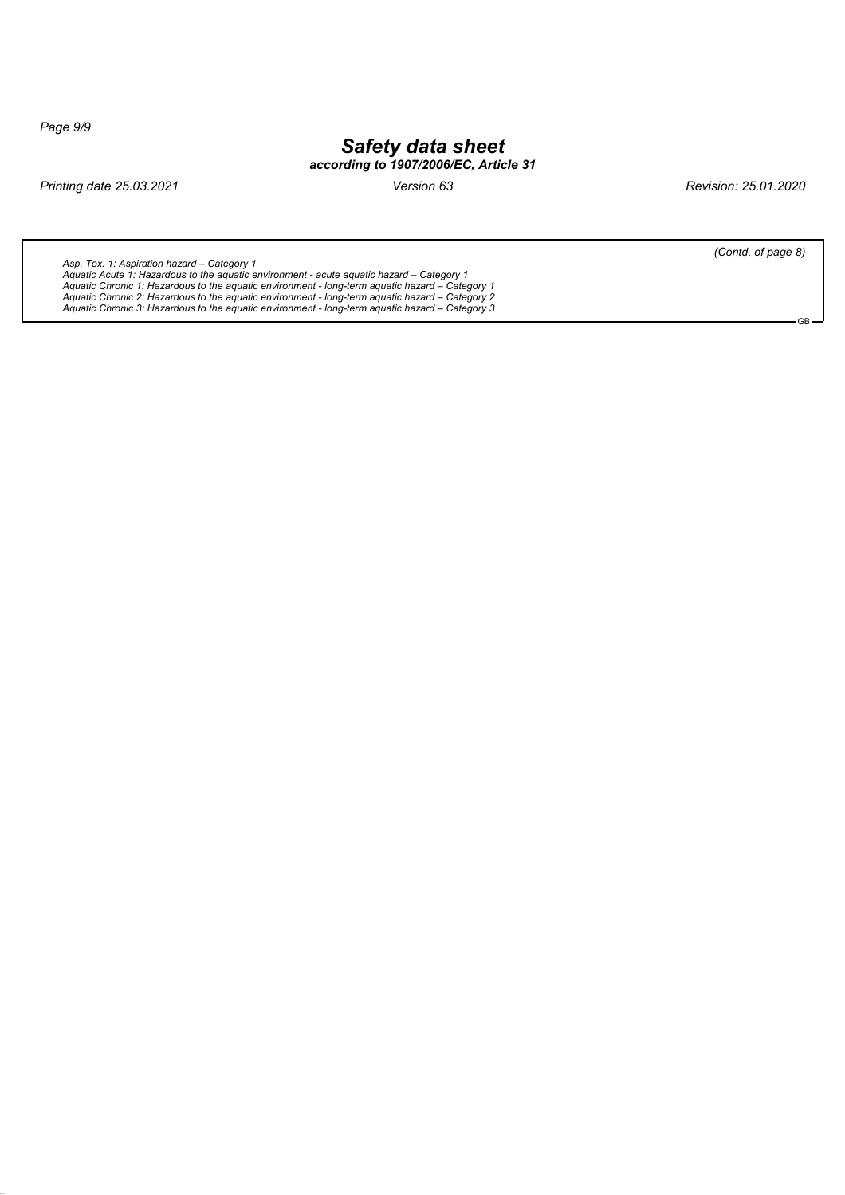*(Contd. of page 8)*

*Asp. Tox. 1: Aspiration hazard – Category 1*
*Aquatic Acute 1: Hazardous to the aquatic environment - acute aquatic hazard – Category 1*
*Aquatic Chronic 1: Hazardous to the aquatic environment - long-term aquatic hazard – Category 1*
*Aquatic Chronic 2: Hazardous to the aquatic environment - long-term aquatic hazard – Category 2*
*Aquatic Chronic 3: Hazardous to the aquatic environment - long-term aquatic hazard – Category 3*